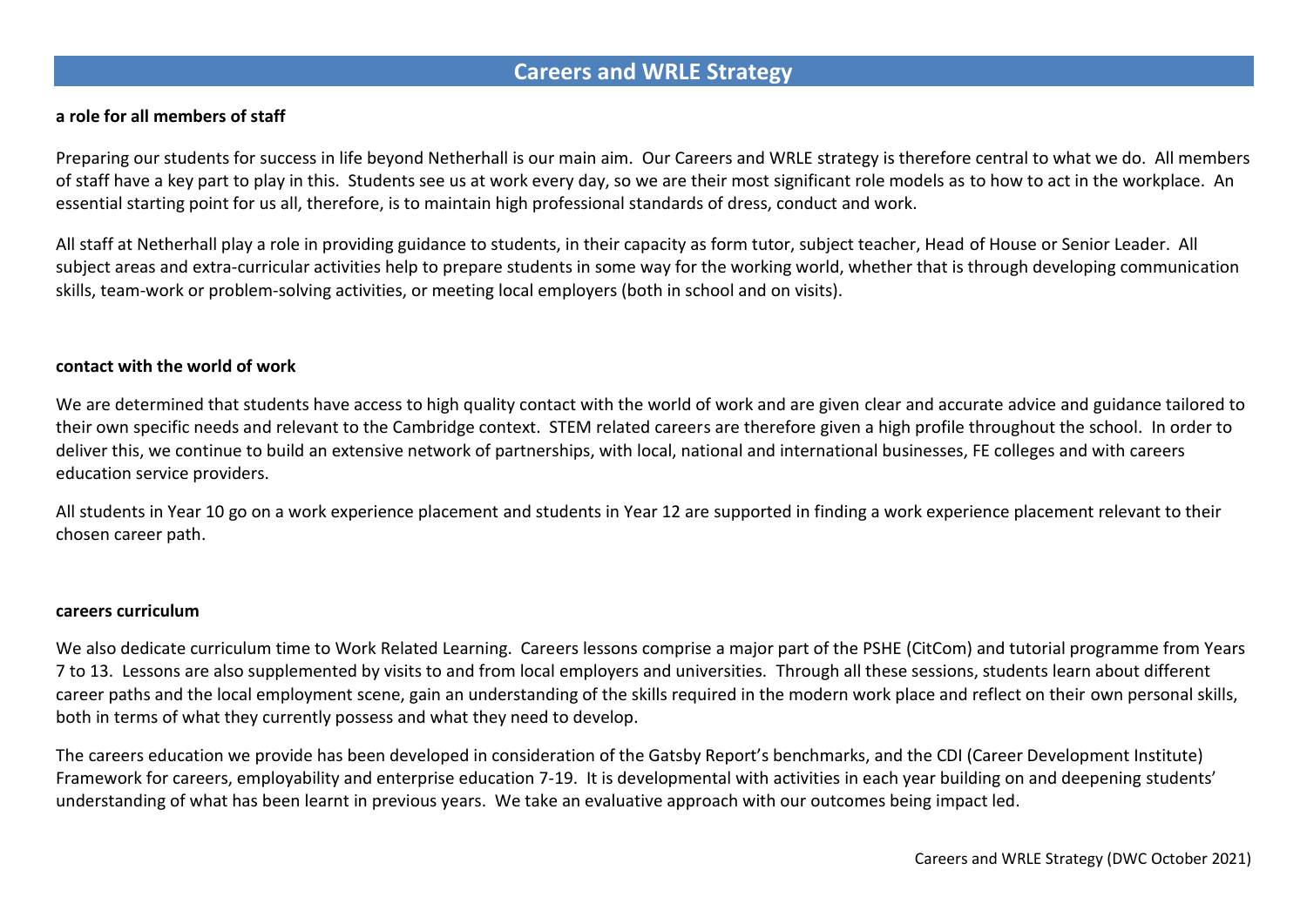# Careers and WRLE Strategy

**a role for all members of staff**

Preparing our students for success in life beyond Netherhall is our main aim. Our Careers and WRLE strategy is therefore central to what we do. All members of staff have a key part to play in this. Students see us at work every day, so we are their most significant role models as to how to act in the workplace. An essential starting point for us all, therefore, is to maintain high professional standards of dress, conduct and work.

All staff at Netherhall play a role in providing guidance to students, in their capacity as form tutor, subject teacher, Head of House or Senior Leader. All subject areas and extra-curricular activities help to prepare students in some way for the working world, whether that is through developing communication skills, team-work or problem-solving activities, or meeting local employers (both in school and on visits).

**contact with the world of work**

We are determined that students have access to high quality contact with the world of work and are given clear and accurate advice and guidance tailored to their own specific needs and relevant to the Cambridge context. STEM related careers are therefore given a high profile throughout the school. In order to deliver this, we continue to build an extensive network of partnerships, with local, national and international businesses, FE colleges and with careers education service providers.

All students in Year 10 go on a work experience placement and students in Year 12 are supported in finding a work experience placement relevant to their chosen career path.

**careers curriculum**

We also dedicate curriculum time to Work Related Learning. Careers lessons comprise a major part of the PSHE (CitCom) and tutorial programme from Years 7 to 13. Lessons are also supplemented by visits to and from local employers and universities. Through all these sessions, students learn about different career paths and the local employment scene, gain an understanding of the skills required in the modern work place and reflect on their own personal skills, both in terms of what they currently possess and what they need to develop.

The careers education we provide has been developed in consideration of the Gatsby Report's benchmarks, and the CDI (Career Development Institute) Framework for careers, employability and enterprise education 7-19. It is developmental with activities in each year building on and deepening students' understanding of what has been learnt in previous years. We take an evaluative approach with our outcomes being impact led.

Careers and WRLE Strategy (DWC October 2021)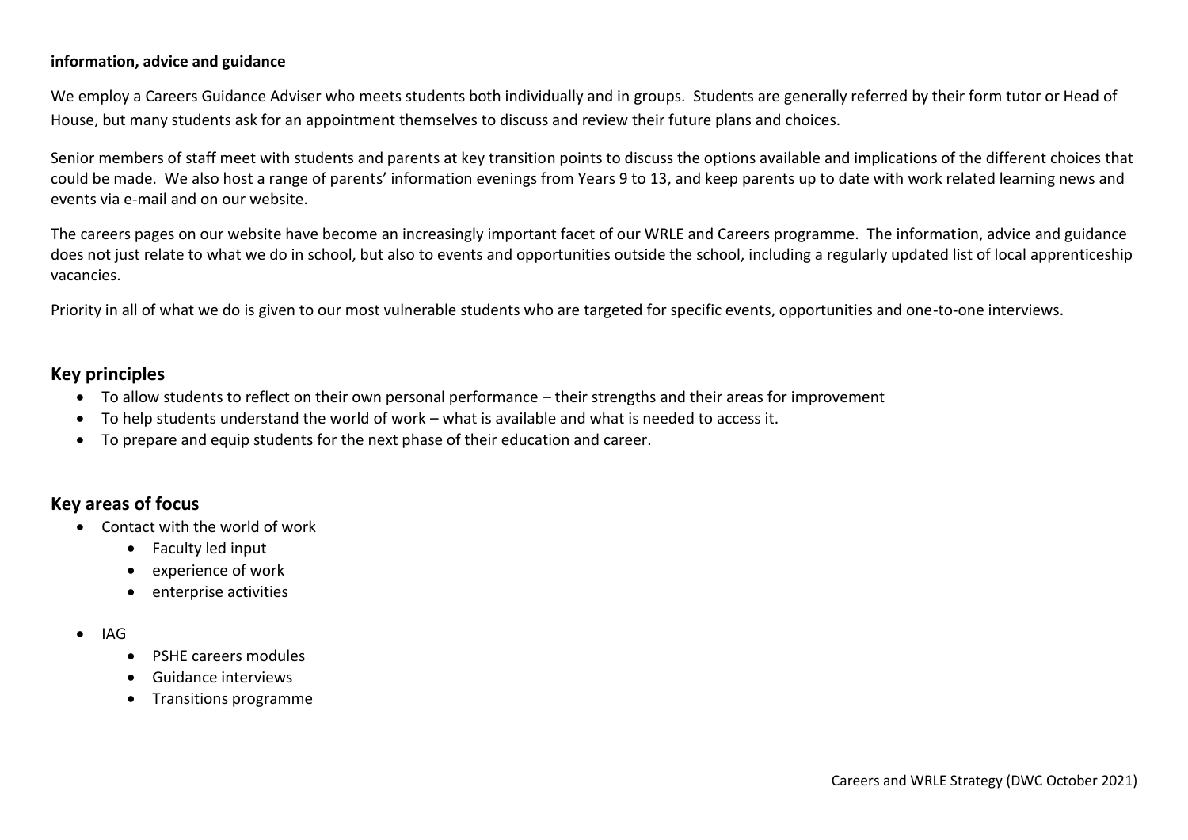**information, advice and guidance**

We employ a Careers Guidance Adviser who meets students both individually and in groups. Students are generally referred by their form tutor or Head of House, but many students ask for an appointment themselves to discuss and review their future plans and choices.

Senior members of staff meet with students and parents at key transition points to discuss the options available and implications of the different choices that could be made. We also host a range of parents' information evenings from Years 9 to 13, and keep parents up to date with work related learning news and events via e-mail and on our website.

The careers pages on our website have become an increasingly important facet of our WRLE and Careers programme. The information, advice and guidance does not just relate to what we do in school, but also to events and opportunities outside the school, including a regularly updated list of local apprenticeship vacancies.

Priority in all of what we do is given to our most vulnerable students who are targeted for specific events, opportunities and one-to-one interviews.

## Key principles

- To allow students to reflect on their own personal performance – their strengths and their areas for improvement
- To help students understand the world of work – what is available and what is needed to access it.
- To prepare and equip students for the next phase of their education and career.

## Key areas of focus

- Contact with the world of work
  - Faculty led input
  - experience of work
  - enterprise activities
- IAG
  - PSHE careers modules
  - Guidance interviews
  - Transitions programme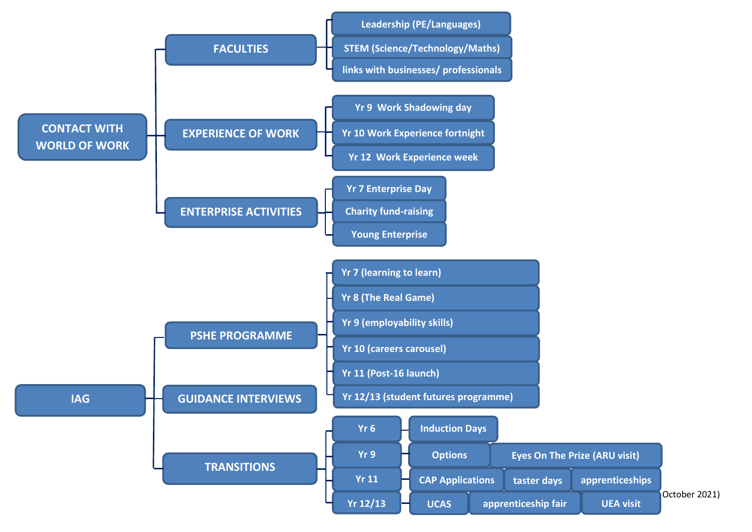- **CONTACT WITH WORLD OF WORK**
  - **FACULTIES**
    - Leadership (PE/Languages)
    - STEM (Science/Technology/Maths)
    - links with businesses/ professionals
  - **EXPERIENCE OF WORK**
    - Yr 9 Work Shadowing day
    - Yr 10 Work Experience fortnight
    - Yr 12 Work Experience week
  - **ENTERPRISE ACTIVITIES**
    - Yr 7 Enterprise Day
    - Charity fund-raising
    - Young Enterprise

- **IAG**
  - **PSHE PROGRAMME**
    - Yr 7 (learning to learn)
    - Yr 8 (The Real Game)
    - Yr 9 (employability skills)
    - Yr 10 (careers carousel)
    - Yr 11 (Post-16 launch)
    - Yr 12/13 (student futures programme)
  - **GUIDANCE INTERVIEWS**
  - **TRANSITIONS**
    - Yr 6 – Induction Days
    - Yr 9 – Options – Eyes On The Prize (ARU visit)
    - Yr 11 – CAP Applications – taster days – apprenticeships
    - Yr 12/13 – UCAS – apprenticeship fair – UEA visit

October 2021)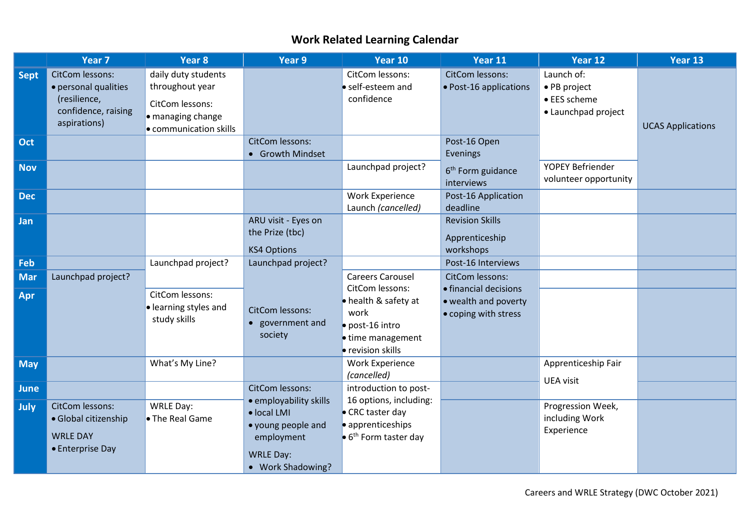# Work Related Learning Calendar

| | Year 7 | Year 8 | Year 9 | Year 10 | Year 11 | Year 12 | Year 13 |
|---|---|---|---|---|---|---|---|
| Sept | CitCom lessons:<br>• personal qualities (resilience, confidence, raising aspirations) | daily duty students throughout year<br>CitCom lessons:<br>• managing change<br>• communication skills | | CitCom lessons:<br>• self-esteem and confidence | CitCom lessons:<br>• Post-16 applications | Launch of:<br>• PB project<br>• EES scheme<br>• Launchpad project | UCAS Applications |
| Oct | | | CitCom lessons:<br>• Growth Mindset | | Post-16 Open Evenings<br>6th Form guidance interviews | | |
| Nov | | | | Launchpad project? | | YOPEY Befriender volunteer opportunity | |
| Dec | | | | Work Experience Launch *(cancelled)* | Post-16 Application deadline | | |
| Jan | | | ARU visit - Eyes on the Prize (tbc)<br>KS4 Options | | Revision Skills<br>Apprenticeship workshops | | |
| Feb | | Launchpad project? | Launchpad project? | | Post-16 Interviews | | |
| Mar | Launchpad project? | | CitCom lessons:<br>• government and society | Careers Carousel<br>CitCom lessons:<br>• health & safety at work<br>• post-16 intro<br>• time management<br>• revision skills | CitCom lessons:<br>• financial decisions<br>• wealth and poverty<br>• coping with stress | | |
| Apr | | CitCom lessons:<br>• learning styles and study skills | | | | | |
| May | | What's My Line? | | Work Experience *(cancelled)* | | Apprenticeship Fair<br>UEA visit | |
| June | | | CitCom lessons:<br>• employability skills<br>• local LMI<br>• young people and employment<br>WRLE Day:<br>• Work Shadowing? | introduction to post-16 options, including:<br>• CRC taster day<br>• apprenticeships<br>• 6th Form taster day | | | |
| July | CitCom lessons:<br>• Global citizenship<br>WRLE DAY<br>• Enterprise Day | WRLE Day:<br>• The Real Game | | | | Progression Week, including Work Experience | |

Careers and WRLE Strategy (DWC October 2021)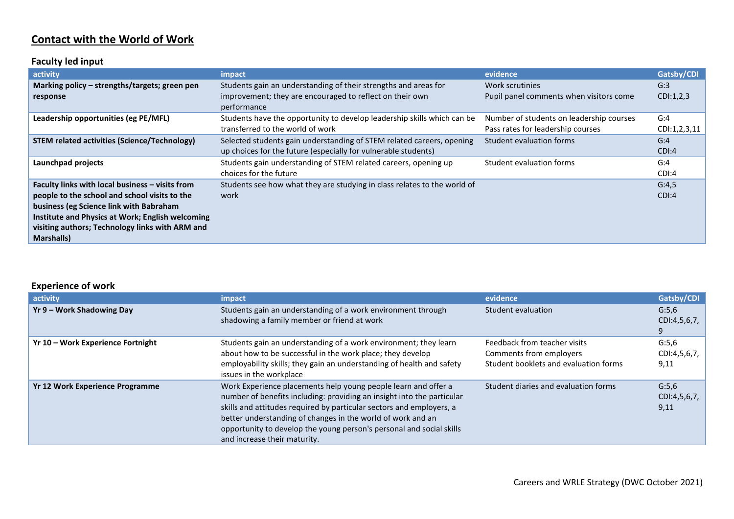# Contact with the World of Work

## Faculty led input

| activity | impact | evidence | Gatsby/CDI |
|---|---|---|---|
| **Marking policy – strengths/targets; green pen response** | Students gain an understanding of their strengths and areas for improvement; they are encouraged to reflect on their own performance | Work scrutinies<br>Pupil panel comments when visitors come | G:3<br>CDI:1,2,3 |
| **Leadership opportunities (eg PE/MFL)** | Students have the opportunity to develop leadership skills which can be transferred to the world of work | Number of students on leadership courses<br>Pass rates for leadership courses | G:4<br>CDI:1,2,3,11 |
| **STEM related activities (Science/Technology)** | Selected students gain understanding of STEM related careers, opening up choices for the future (especially for vulnerable students) | Student evaluation forms | G:4<br>CDI:4 |
| **Launchpad projects** | Students gain understanding of STEM related careers, opening up choices for the future | Student evaluation forms | G:4<br>CDI:4 |
| **Faculty links with local business – visits from people to the school and school visits to the business (eg Science link with Babraham Institute and Physics at Work; English welcoming visiting authors; Technology links with ARM and Marshalls)** | Students see how what they are studying in class relates to the world of work | | G:4,5<br>CDI:4 |

## Experience of work

| activity | impact | evidence | Gatsby/CDI |
|---|---|---|---|
| **Yr 9 – Work Shadowing Day** | Students gain an understanding of a work environment through shadowing a family member or friend at work | Student evaluation | G:5,6<br>CDI:4,5,6,7,9 |
| **Yr 10 – Work Experience Fortnight** | Students gain an understanding of a work environment; they learn about how to be successful in the work place; they develop employability skills; they gain an understanding of health and safety issues in the workplace | Feedback from teacher visits<br>Comments from employers<br>Student booklets and evaluation forms | G:5,6<br>CDI:4,5,6,7,9,11 |
| **Yr 12 Work Experience Programme** | Work Experience placements help young people learn and offer a number of benefits including: providing an insight into the particular skills and attitudes required by particular sectors and employers, a better understanding of changes in the world of work and an opportunity to develop the young person's personal and social skills and increase their maturity. | Student diaries and evaluation forms | G:5,6<br>CDI:4,5,6,7,9,11 |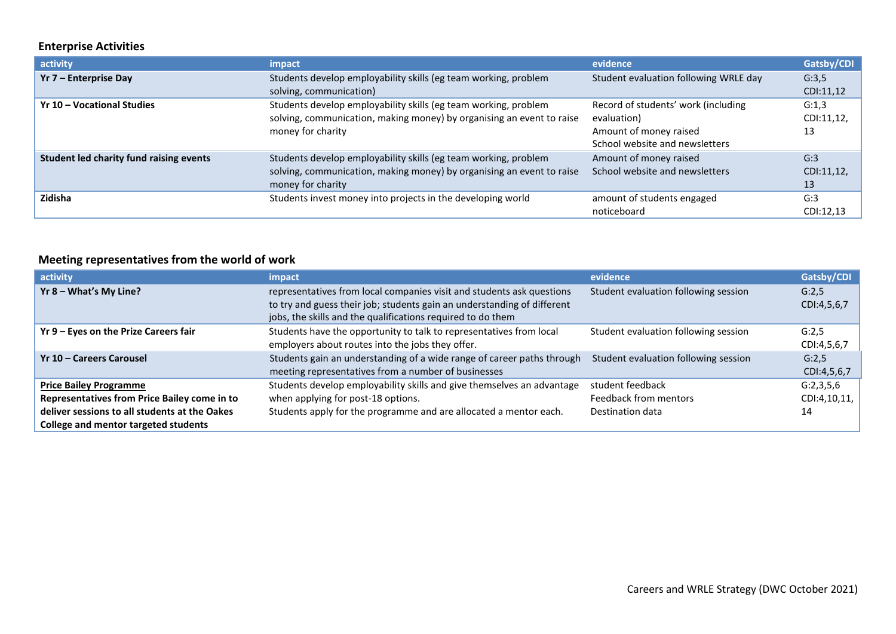### Enterprise Activities

| activity | impact | evidence | Gatsby/CDI |
|---|---|---|---|
| **Yr 7 – Enterprise Day** | Students develop employability skills (eg team working, problem solving, communication) | Student evaluation following WRLE day | G:3,5<br>CDI:11,12 |
| **Yr 10 – Vocational Studies** | Students develop employability skills (eg team working, problem solving, communication, making money) by organising an event to raise money for charity | Record of students' work (including evaluation)<br>Amount of money raised<br>School website and newsletters | G:1,3<br>CDI:11,12, 13 |
| **Student led charity fund raising events** | Students develop employability skills (eg team working, problem solving, communication, making money) by organising an event to raise money for charity | Amount of money raised<br>School website and newsletters | G:3<br>CDI:11,12, 13 |
| **Zidisha** | Students invest money into projects in the developing world | amount of students engaged<br>noticeboard | G:3<br>CDI:12,13 |

### Meeting representatives from the world of work

| activity | impact | evidence | Gatsby/CDI |
|---|---|---|---|
| **Yr 8 – What's My Line?** | representatives from local companies visit and students ask questions to try and guess their job; students gain an understanding of different jobs, the skills and the qualifications required to do them | Student evaluation following session | G:2,5<br>CDI:4,5,6,7 |
| **Yr 9 – Eyes on the Prize Careers fair** | Students have the opportunity to talk to representatives from local employers about routes into the jobs they offer. | Student evaluation following session | G:2,5<br>CDI:4,5,6,7 |
| **Yr 10 – Careers Carousel** | Students gain an understanding of a wide range of career paths through meeting representatives from a number of businesses | Student evaluation following session | G:2,5<br>CDI:4,5,6,7 |
| **<u>Price Bailey Programme</u>**<br>**Representatives from Price Bailey come in to deliver sessions to all students at the Oakes College and mentor targeted students** | Students develop employability skills and give themselves an advantage when applying for post-18 options.<br>Students apply for the programme and are allocated a mentor each. | student feedback<br>Feedback from mentors<br>Destination data | G:2,3,5,6<br>CDI:4,10,11, 14 |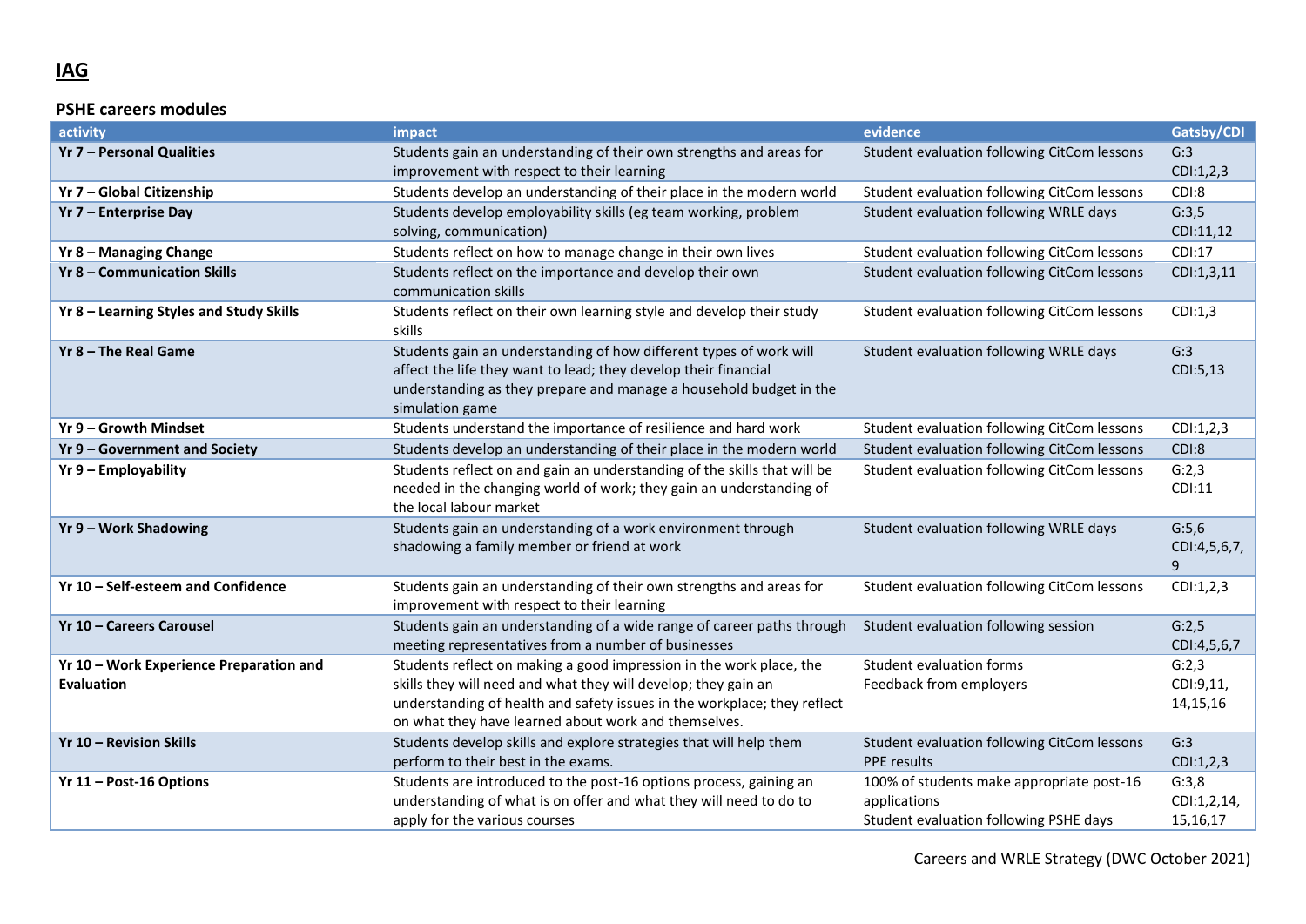# IAG

## PSHE careers modules

| activity | impact | evidence | Gatsby/CDI |
|---|---|---|---|
| **Yr 7 – Personal Qualities** | Students gain an understanding of their own strengths and areas for improvement with respect to their learning | Student evaluation following CitCom lessons | G:3 CDI:1,2,3 |
| **Yr 7 – Global Citizenship** | Students develop an understanding of their place in the modern world | Student evaluation following CitCom lessons | CDI:8 |
| **Yr 7 – Enterprise Day** | Students develop employability skills (eg team working, problem solving, communication) | Student evaluation following WRLE days | G:3,5 CDI:11,12 |
| **Yr 8 – Managing Change** | Students reflect on how to manage change in their own lives | Student evaluation following CitCom lessons | CDI:17 |
| **Yr 8 – Communication Skills** | Students reflect on the importance and develop their own communication skills | Student evaluation following CitCom lessons | CDI:1,3,11 |
| **Yr 8 – Learning Styles and Study Skills** | Students reflect on their own learning style and develop their study skills | Student evaluation following CitCom lessons | CDI:1,3 |
| **Yr 8 – The Real Game** | Students gain an understanding of how different types of work will affect the life they want to lead; they develop their financial understanding as they prepare and manage a household budget in the simulation game | Student evaluation following WRLE days | G:3 CDI:5,13 |
| **Yr 9 – Growth Mindset** | Students understand the importance of resilience and hard work | Student evaluation following CitCom lessons | CDI:1,2,3 |
| **Yr 9 – Government and Society** | Students develop an understanding of their place in the modern world | Student evaluation following CitCom lessons | CDI:8 |
| **Yr 9 – Employability** | Students reflect on and gain an understanding of the skills that will be needed in the changing world of work; they gain an understanding of the local labour market | Student evaluation following CitCom lessons | G:2,3 CDI:11 |
| **Yr 9 – Work Shadowing** | Students gain an understanding of a work environment through shadowing a family member or friend at work | Student evaluation following WRLE days | G:5,6 CDI:4,5,6,7,9 |
| **Yr 10 – Self-esteem and Confidence** | Students gain an understanding of their own strengths and areas for improvement with respect to their learning | Student evaluation following CitCom lessons | CDI:1,2,3 |
| **Yr 10 – Careers Carousel** | Students gain an understanding of a wide range of career paths through meeting representatives from a number of businesses | Student evaluation following session | G:2,5 CDI:4,5,6,7 |
| **Yr 10 – Work Experience Preparation and Evaluation** | Students reflect on making a good impression in the work place, the skills they will need and what they will develop; they gain an understanding of health and safety issues in the workplace; they reflect on what they have learned about work and themselves. | Student evaluation forms<br>Feedback from employers | G:2,3 CDI:9,11,14,15,16 |
| **Yr 10 – Revision Skills** | Students develop skills and explore strategies that will help them perform to their best in the exams. | Student evaluation following CitCom lessons<br>PPE results | G:3 CDI:1,2,3 |
| **Yr 11 – Post-16 Options** | Students are introduced to the post-16 options process, gaining an understanding of what is on offer and what they will need to do to apply for the various courses | 100% of students make appropriate post-16 applications<br>Student evaluation following PSHE days | G:3,8 CDI:1,2,14,15,16,17 |

Careers and WRLE Strategy (DWC October 2021)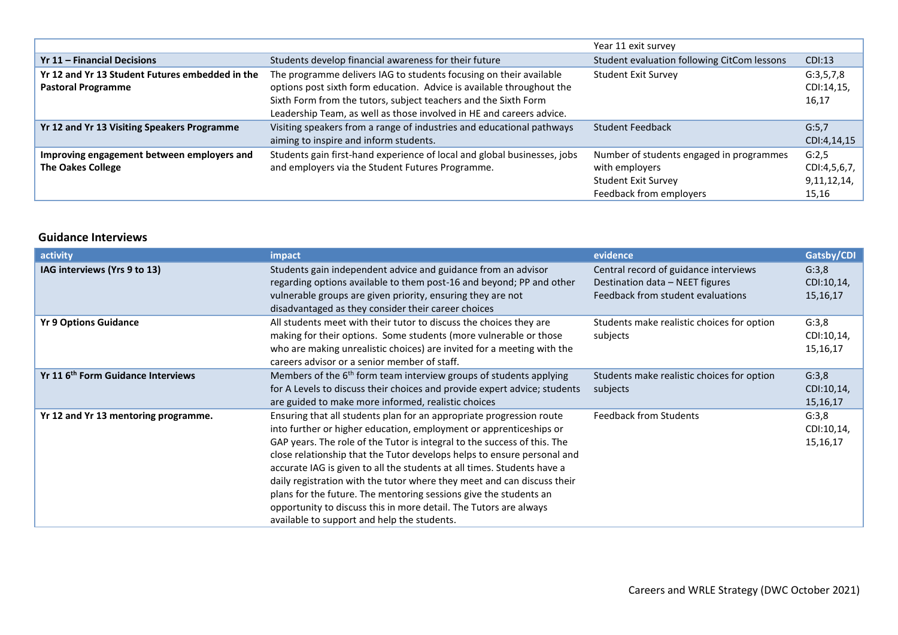| | | | |
|---|---|---|---|
| | | Year 11 exit survey | |
| **Yr 11 – Financial Decisions** | Students develop financial awareness for their future | Student evaluation following CitCom lessons | CDI:13 |
| **Yr 12 and Yr 13 Student Futures embedded in the Pastoral Programme** | The programme delivers IAG to students focusing on their available options post sixth form education. Advice is available throughout the Sixth Form from the tutors, subject teachers and the Sixth Form Leadership Team, as well as those involved in HE and careers advice. | Student Exit Survey | G:3,5,7,8<br>CDI:14,15,16,17 |
| **Yr 12 and Yr 13 Visiting Speakers Programme** | Visiting speakers from a range of industries and educational pathways aiming to inspire and inform students. | Student Feedback | G:5,7<br>CDI:4,14,15 |
| **Improving engagement between employers and The Oakes College** | Students gain first-hand experience of local and global businesses, jobs and employers via the Student Futures Programme. | Number of students engaged in programmes with employers<br>Student Exit Survey<br>Feedback from employers | G:2,5<br>CDI:4,5,6,7,9,11,12,14,15,16 |

## Guidance Interviews

| activity | impact | evidence | Gatsby/CDI |
|---|---|---|---|
| **IAG interviews (Yrs 9 to 13)** | Students gain independent advice and guidance from an advisor regarding options available to them post-16 and beyond; PP and other vulnerable groups are given priority, ensuring they are not disadvantaged as they consider their career choices | Central record of guidance interviews<br>Destination data – NEET figures<br>Feedback from student evaluations | G:3,8<br>CDI:10,14,15,16,17 |
| **Yr 9 Options Guidance** | All students meet with their tutor to discuss the choices they are making for their options. Some students (more vulnerable or those who are making unrealistic choices) are invited for a meeting with the careers advisor or a senior member of staff. | Students make realistic choices for option subjects | G:3,8<br>CDI:10,14,15,16,17 |
| **Yr 11 6th Form Guidance Interviews** | Members of the 6th form team interview groups of students applying for A Levels to discuss their choices and provide expert advice; students are guided to make more informed, realistic choices | Students make realistic choices for option subjects | G:3,8<br>CDI:10,14,15,16,17 |
| **Yr 12 and Yr 13 mentoring programme.** | Ensuring that all students plan for an appropriate progression route into further or higher education, employment or apprenticeships or GAP years. The role of the Tutor is integral to the success of this. The close relationship that the Tutor develops helps to ensure personal and accurate IAG is given to all the students at all times. Students have a daily registration with the tutor where they meet and can discuss their plans for the future. The mentoring sessions give the students an opportunity to discuss this in more detail. The Tutors are always available to support and help the students. | Feedback from Students | G:3,8<br>CDI:10,14,15,16,17 |

Careers and WRLE Strategy (DWC October 2021)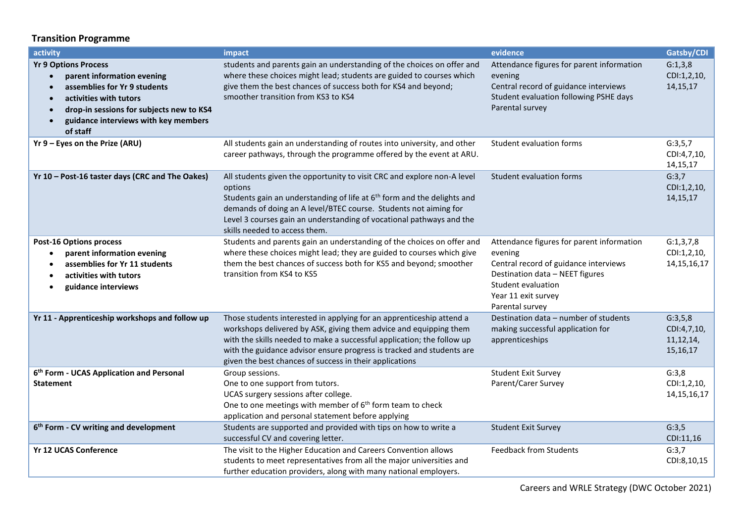## Transition Programme

| activity | impact | evidence | Gatsby/CDI |
|---|---|---|---|
| **Yr 9 Options Process**<br>• **parent information evening**<br>• **assemblies for Yr 9 students**<br>• **activities with tutors**<br>• **drop-in sessions for subjects new to KS4**<br>• **guidance interviews with key members of staff** | students and parents gain an understanding of the choices on offer and where these choices might lead; students are guided to courses which give them the best chances of success both for KS4 and beyond; smoother transition from KS3 to KS4 | Attendance figures for parent information evening<br>Central record of guidance interviews<br>Student evaluation following PSHE days<br>Parental survey | G:1,3,8<br>CDI:1,2,10,14,15,17 |
| **Yr 9 – Eyes on the Prize (ARU)** | All students gain an understanding of routes into university, and other career pathways, through the programme offered by the event at ARU. | Student evaluation forms | G:3,5,7<br>CDI:4,7,10,14,15,17 |
| **Yr 10 – Post-16 taster days (CRC and The Oakes)** | All students given the opportunity to visit CRC and explore non-A level options<br>Students gain an understanding of life at 6th form and the delights and demands of doing an A level/BTEC course. Students not aiming for Level 3 courses gain an understanding of vocational pathways and the skills needed to access them. | Student evaluation forms | G:3,7<br>CDI:1,2,10,14,15,17 |
| **Post-16 Options process**<br>• **parent information evening**<br>• **assemblies for Yr 11 students**<br>• **activities with tutors**<br>• **guidance interviews** | Students and parents gain an understanding of the choices on offer and where these choices might lead; they are guided to courses which give them the best chances of success both for KS5 and beyond; smoother transition from KS4 to KS5 | Attendance figures for parent information evening<br>Central record of guidance interviews<br>Destination data – NEET figures<br>Student evaluation<br>Year 11 exit survey<br>Parental survey | G:1,3,7,8<br>CDI:1,2,10,14,15,16,17 |
| **Yr 11 - Apprenticeship workshops and follow up** | Those students interested in applying for an apprenticeship attend a workshops delivered by ASK, giving them advice and equipping them with the skills needed to make a successful application; the follow up with the guidance advisor ensure progress is tracked and students are given the best chances of success in their applications | Destination data – number of students making successful application for apprenticeships | G:3,5,8<br>CDI:4,7,10,11,12,14,15,16,17 |
| **6th Form - UCAS Application and Personal Statement** | Group sessions.<br>One to one support from tutors.<br>UCAS surgery sessions after college.<br>One to one meetings with member of 6th form team to check application and personal statement before applying | Student Exit Survey<br>Parent/Carer Survey | G:3,8<br>CDI:1,2,10,14,15,16,17 |
| **6th Form - CV writing and development** | Students are supported and provided with tips on how to write a successful CV and covering letter. | Student Exit Survey | G:3,5<br>CDI:11,16 |
| **Yr 12 UCAS Conference** | The visit to the Higher Education and Careers Convention allows students to meet representatives from all the major universities and further education providers, along with many national employers. | Feedback from Students | G:3,7<br>CDI:8,10,15 |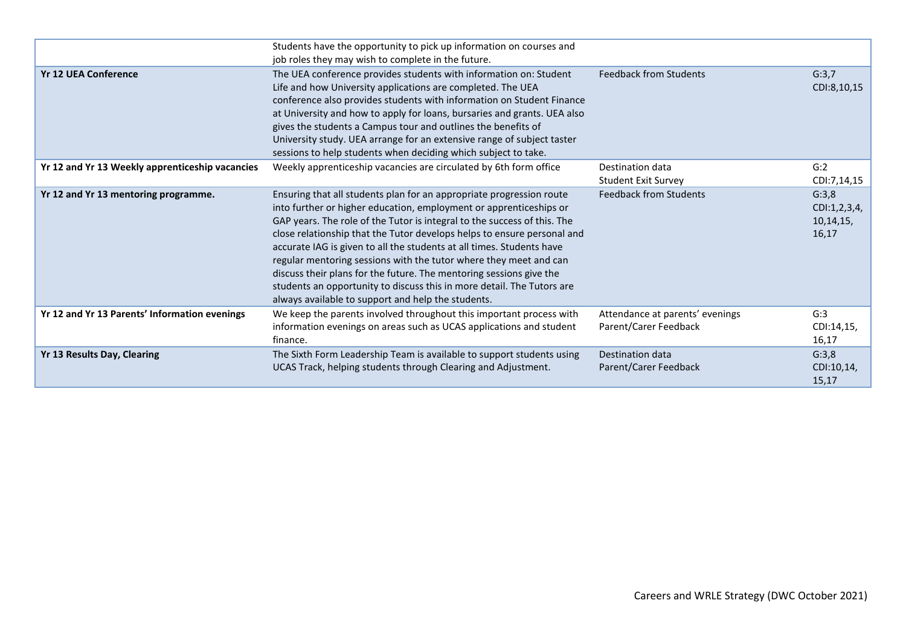| | | | |
|---|---|---|---|
| | Students have the opportunity to pick up information on courses and job roles they may wish to complete in the future. | | |
| **Yr 12 UEA Conference** | The UEA conference provides students with information on: Student Life and how University applications are completed. The UEA conference also provides students with information on Student Finance at University and how to apply for loans, bursaries and grants. UEA also gives the students a Campus tour and outlines the benefits of University study. UEA arrange for an extensive range of subject taster sessions to help students when deciding which subject to take. | Feedback from Students | G:3,7<br>CDI:8,10,15 |
| **Yr 12 and Yr 13 Weekly apprenticeship vacancies** | Weekly apprenticeship vacancies are circulated by 6th form office | Destination data<br>Student Exit Survey | G:2<br>CDI:7,14,15 |
| **Yr 12 and Yr 13 mentoring programme.** | Ensuring that all students plan for an appropriate progression route into further or higher education, employment or apprenticeships or GAP years. The role of the Tutor is integral to the success of this. The close relationship that the Tutor develops helps to ensure personal and accurate IAG is given to all the students at all times. Students have regular mentoring sessions with the tutor where they meet and can discuss their plans for the future. The mentoring sessions give the students an opportunity to discuss this in more detail. The Tutors are always available to support and help the students. | Feedback from Students | G:3,8<br>CDI:1,2,3,4,<br>10,14,15,<br>16,17 |
| **Yr 12 and Yr 13 Parents' Information evenings** | We keep the parents involved throughout this important process with information evenings on areas such as UCAS applications and student finance. | Attendance at parents' evenings<br>Parent/Carer Feedback | G:3<br>CDI:14,15,<br>16,17 |
| **Yr 13 Results Day, Clearing** | The Sixth Form Leadership Team is available to support students using UCAS Track, helping students through Clearing and Adjustment. | Destination data<br>Parent/Carer Feedback | G:3,8<br>CDI:10,14,<br>15,17 |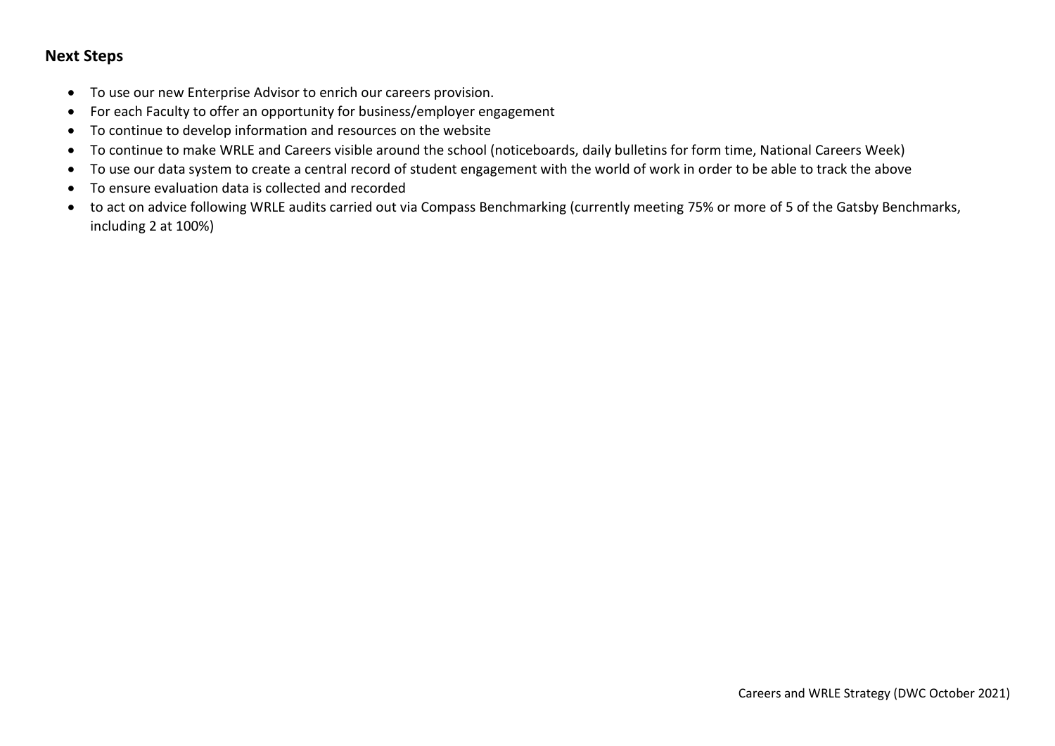## Next Steps

- To use our new Enterprise Advisor to enrich our careers provision.
- For each Faculty to offer an opportunity for business/employer engagement
- To continue to develop information and resources on the website
- To continue to make WRLE and Careers visible around the school (noticeboards, daily bulletins for form time, National Careers Week)
- To use our data system to create a central record of student engagement with the world of work in order to be able to track the above
- To ensure evaluation data is collected and recorded
- to act on advice following WRLE audits carried out via Compass Benchmarking (currently meeting 75% or more of 5 of the Gatsby Benchmarks, including 2 at 100%)